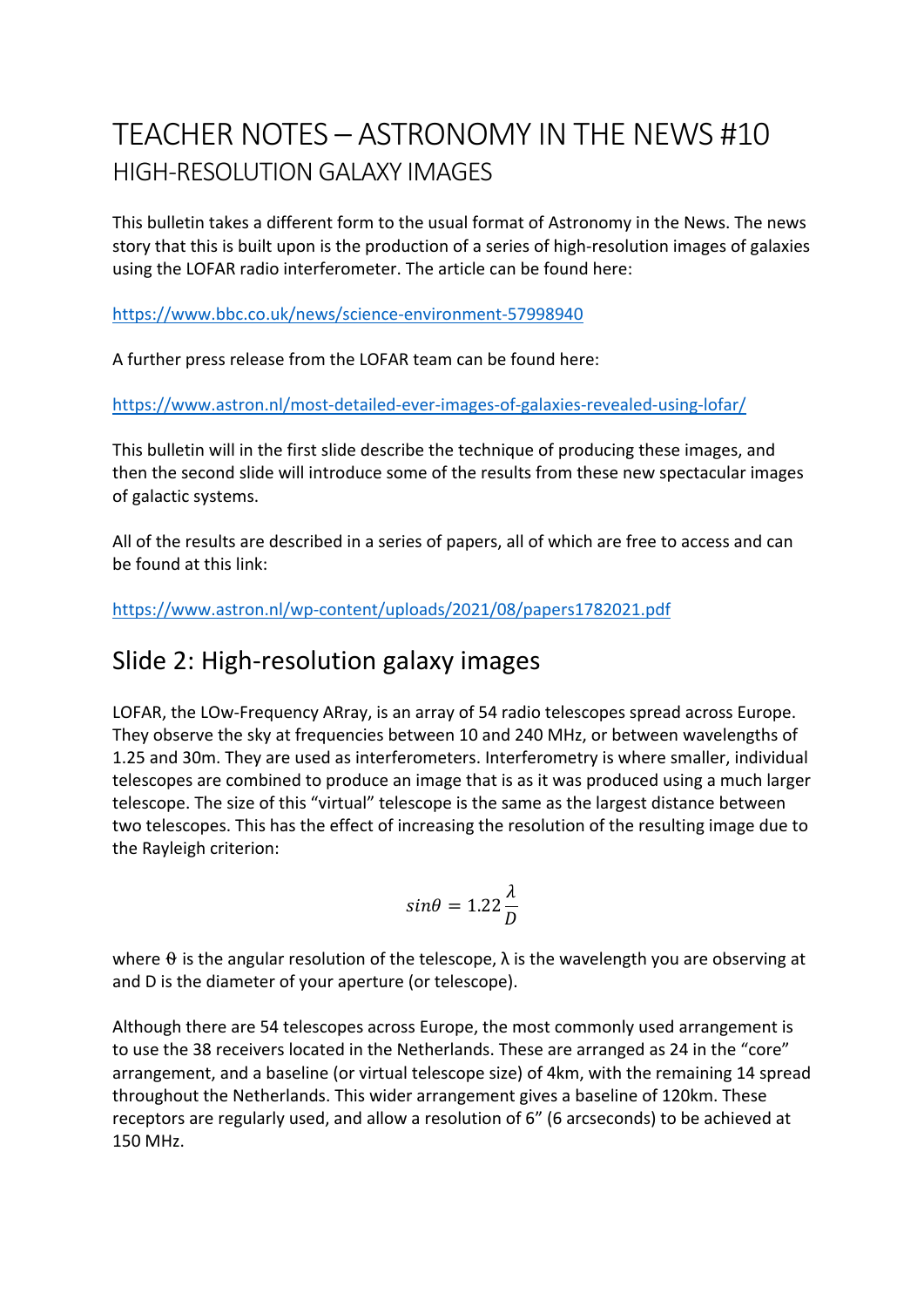# TEACHER NOTES – ASTRONOMY IN THE NEWS #10

## HIGH-RESOLUTION GALAXY IMAGES

This bulletin takes a different form to the usual format of Astronomy in the News. The news story that this is built upon is the production of a series of high-resolution images of galaxies using the LOFAR radio interferometer. The article can be found here:

https://www.bbc.co.uk/news/science-environment-57998940

A further press release from the LOFAR team can be found here:

https://www.astron.nl/most-detailed-ever-images-of-galaxies-revealed-using-lofar/

This bulletin will in the first slide describe the technique of producing these images, and then the second slide will introduce some of the results from these new spectacular images of galactic systems.

All of the results are described in a series of papers, all of which are free to access and can be found at this link:

https://www.astron.nl/wp-content/uploads/2021/08/papers1782021.pdf

## Slide 2: High-resolution galaxy images

LOFAR, the LOw-Frequency ARray, is an array of 54 radio telescopes spread across Europe. They observe the sky at frequencies between 10 and 240 MHz, or between wavelengths of 1.25 and 30m. They are used as interferometers. Interferometry is where smaller, individual telescopes are combined to produce an image that is as it was produced using a much larger telescope. The size of this "virtual" telescope is the same as the largest distance between two telescopes. This has the effect of increasing the resolution of the resulting image due to the Rayleigh criterion:

$$\sin\theta = 1.22\frac{\lambda}{D}$$

where $\theta$ is the angular resolution of the telescope, $\lambda$ is the wavelength you are observing at and D is the diameter of your aperture (or telescope).

Although there are 54 telescopes across Europe, the most commonly used arrangement is to use the 38 receivers located in the Netherlands. These are arranged as 24 in the "core" arrangement, and a baseline (or virtual telescope size) of 4km, with the remaining 14 spread throughout the Netherlands. This wider arrangement gives a baseline of 120km. These receptors are regularly used, and allow a resolution of 6" (6 arcseconds) to be achieved at 150 MHz.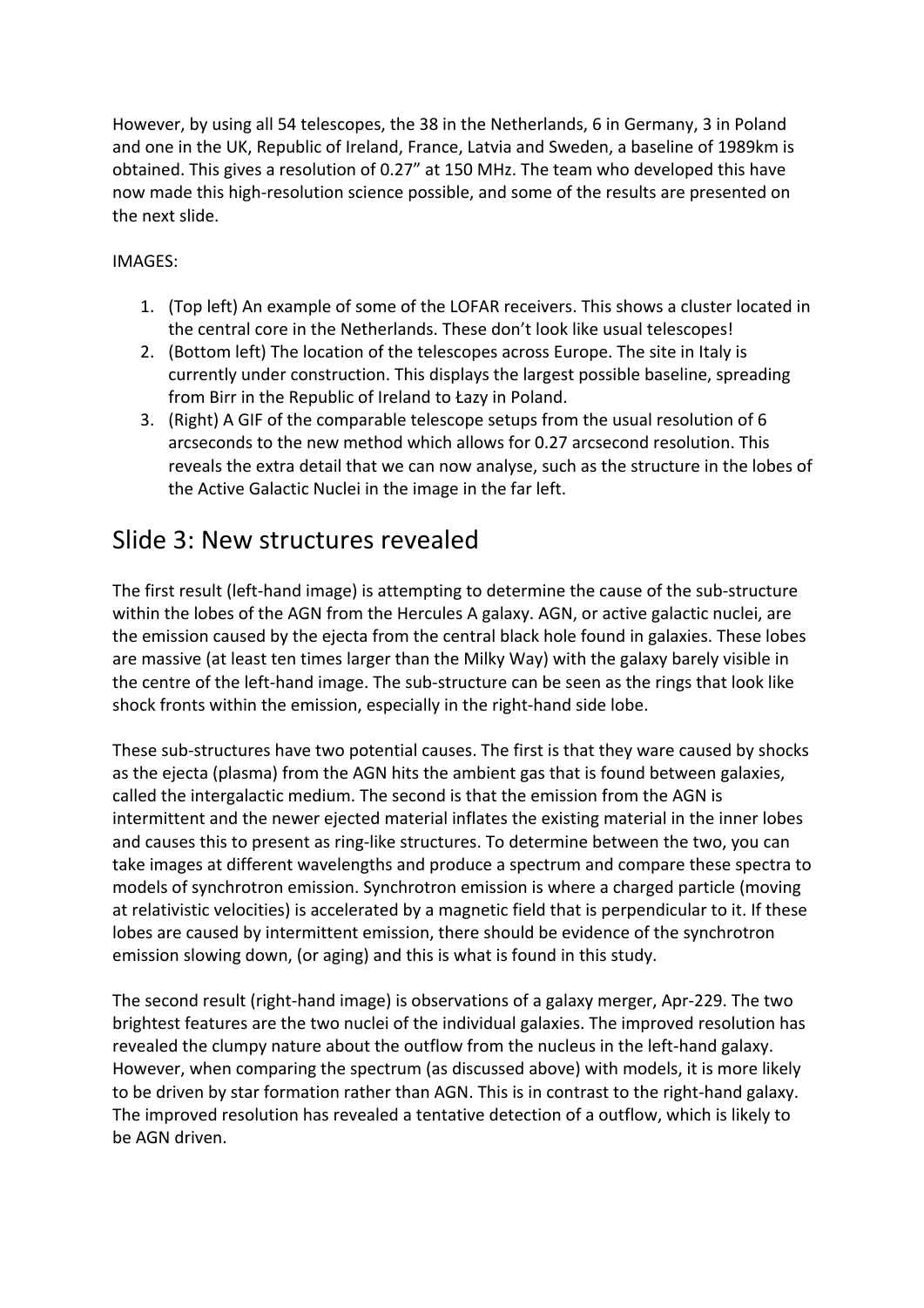However, by using all 54 telescopes, the 38 in the Netherlands, 6 in Germany, 3 in Poland and one in the UK, Republic of Ireland, France, Latvia and Sweden, a baseline of 1989km is obtained. This gives a resolution of 0.27" at 150 MHz. The team who developed this have now made this high-resolution science possible, and some of the results are presented on the next slide.

IMAGES:

1. (Top left) An example of some of the LOFAR receivers. This shows a cluster located in the central core in the Netherlands. These don't look like usual telescopes!
2. (Bottom left) The location of the telescopes across Europe. The site in Italy is currently under construction. This displays the largest possible baseline, spreading from Birr in the Republic of Ireland to Łazy in Poland.
3. (Right) A GIF of the comparable telescope setups from the usual resolution of 6 arcseconds to the new method which allows for 0.27 arcsecond resolution. This reveals the extra detail that we can now analyse, such as the structure in the lobes of the Active Galactic Nuclei in the image in the far left.

## Slide 3: New structures revealed

The first result (left-hand image) is attempting to determine the cause of the sub-structure within the lobes of the AGN from the Hercules A galaxy. AGN, or active galactic nuclei, are the emission caused by the ejecta from the central black hole found in galaxies. These lobes are massive (at least ten times larger than the Milky Way) with the galaxy barely visible in the centre of the left-hand image. The sub-structure can be seen as the rings that look like shock fronts within the emission, especially in the right-hand side lobe.

These sub-structures have two potential causes. The first is that they ware caused by shocks as the ejecta (plasma) from the AGN hits the ambient gas that is found between galaxies, called the intergalactic medium. The second is that the emission from the AGN is intermittent and the newer ejected material inflates the existing material in the inner lobes and causes this to present as ring-like structures. To determine between the two, you can take images at different wavelengths and produce a spectrum and compare these spectra to models of synchrotron emission. Synchrotron emission is where a charged particle (moving at relativistic velocities) is accelerated by a magnetic field that is perpendicular to it. If these lobes are caused by intermittent emission, there should be evidence of the synchrotron emission slowing down, (or aging) and this is what is found in this study.

The second result (right-hand image) is observations of a galaxy merger, Apr-229. The two brightest features are the two nuclei of the individual galaxies. The improved resolution has revealed the clumpy nature about the outflow from the nucleus in the left-hand galaxy. However, when comparing the spectrum (as discussed above) with models, it is more likely to be driven by star formation rather than AGN. This is in contrast to the right-hand galaxy. The improved resolution has revealed a tentative detection of a outflow, which is likely to be AGN driven.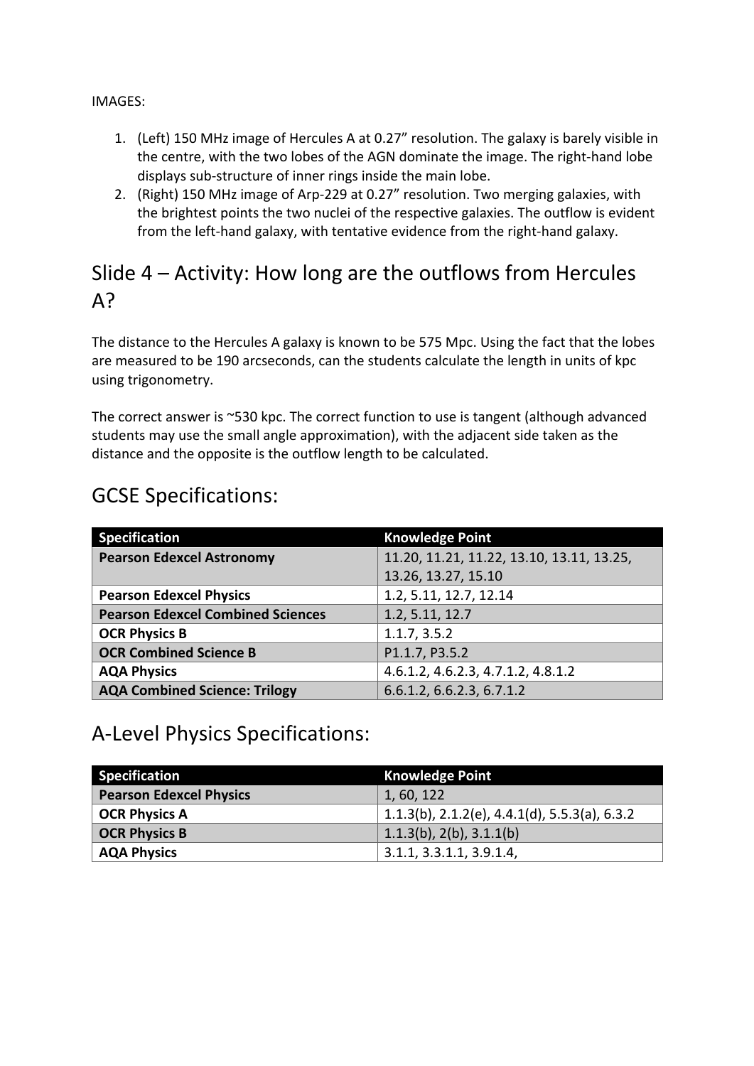IMAGES:

1. (Left) 150 MHz image of Hercules A at 0.27” resolution. The galaxy is barely visible in the centre, with the two lobes of the AGN dominate the image. The right-hand lobe displays sub-structure of inner rings inside the main lobe.
2. (Right) 150 MHz image of Arp-229 at 0.27” resolution. Two merging galaxies, with the brightest points the two nuclei of the respective galaxies. The outflow is evident from the left-hand galaxy, with tentative evidence from the right-hand galaxy.

## Slide 4 – Activity: How long are the outflows from Hercules A?

The distance to the Hercules A galaxy is known to be 575 Mpc. Using the fact that the lobes are measured to be 190 arcseconds, can the students calculate the length in units of kpc using trigonometry.

The correct answer is ~530 kpc. The correct function to use is tangent (although advanced students may use the small angle approximation), with the adjacent side taken as the distance and the opposite is the outflow length to be calculated.

## GCSE Specifications:

| Specification | Knowledge Point |
|---|---|
| **Pearson Edexcel Astronomy** | 11.20, 11.21, 11.22, 13.10, 13.11, 13.25, 13.26, 13.27, 15.10 |
| **Pearson Edexcel Physics** | 1.2, 5.11, 12.7, 12.14 |
| **Pearson Edexcel Combined Sciences** | 1.2, 5.11, 12.7 |
| **OCR Physics B** | 1.1.7, 3.5.2 |
| **OCR Combined Science B** | P1.1.7, P3.5.2 |
| **AQA Physics** | 4.6.1.2, 4.6.2.3, 4.7.1.2, 4.8.1.2 |
| **AQA Combined Science: Trilogy** | 6.6.1.2, 6.6.2.3, 6.7.1.2 |

## A-Level Physics Specifications:

| Specification | Knowledge Point |
|---|---|
| **Pearson Edexcel Physics** | 1, 60, 122 |
| **OCR Physics A** | 1.1.3(b), 2.1.2(e), 4.4.1(d), 5.5.3(a), 6.3.2 |
| **OCR Physics B** | 1.1.3(b), 2(b), 3.1.1(b) |
| **AQA Physics** | 3.1.1, 3.3.1.1, 3.9.1.4, |